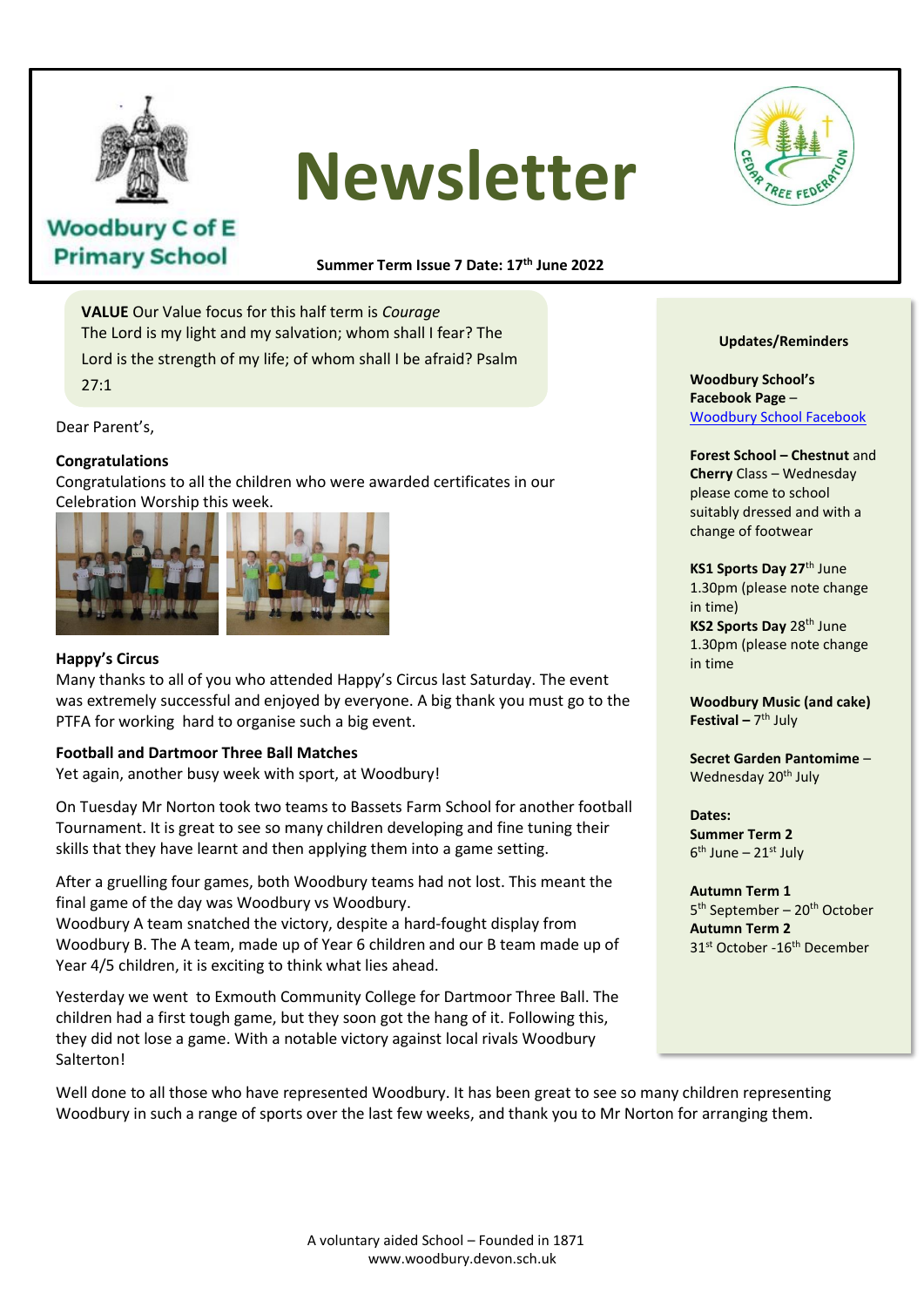Woodbury C of E Primary School

# Newsletter

**Summer Term Issue 7 Date: 17th June 2022**

**VALUE** Our Value focus for this half term is *Courage*
The Lord is my light and my salvation; whom shall I fear? The Lord is the strength of my life; of whom shall I be afraid? Psalm 27:1

Dear Parent's,

### Congratulations

Congratulations to all the children who were awarded certificates in our Celebration Worship this week.

### Happy's Circus

Many thanks to all of you who attended Happy's Circus last Saturday. The event was extremely successful and enjoyed by everyone. A big thank you must go to the PTFA for working hard to organise such a big event.

### Football and Dartmoor Three Ball Matches

Yet again, another busy week with sport, at Woodbury!

On Tuesday Mr Norton took two teams to Bassets Farm School for another football Tournament. It is great to see so many children developing and fine tuning their skills that they have learnt and then applying them into a game setting.

After a gruelling four games, both Woodbury teams had not lost. This meant the final game of the day was Woodbury vs Woodbury.
Woodbury A team snatched the victory, despite a hard-fought display from Woodbury B. The A team, made up of Year 6 children and our B team made up of Year 4/5 children, it is exciting to think what lies ahead.

Yesterday we went to Exmouth Community College for Dartmoor Three Ball. The children had a first tough game, but they soon got the hang of it. Following this, they did not lose a game. With a notable victory against local rivals Woodbury Salterton!

Well done to all those who have represented Woodbury. It has been great to see so many children representing Woodbury in such a range of sports over the last few weeks, and thank you to Mr Norton for arranging them.

---

**Updates/Reminders**

**Woodbury School's Facebook Page** – Woodbury School Facebook

**Forest School – Chestnut** and **Cherry** Class – Wednesday please come to school suitably dressed and with a change of footwear

**KS1 Sports Day 27th** June 1.30pm (please note change in time)
**KS2 Sports Day** 28th June 1.30pm (please note change in time

**Woodbury Music (and cake) Festival –** 7th July

**Secret Garden Pantomime** – Wednesday 20th July

**Dates:**
**Summer Term 2**
6th June – 21st July

**Autumn Term 1**
5th September – 20th October
**Autumn Term 2**
31st October -16th December

---

A voluntary aided School – Founded in 1871
www.woodbury.devon.sch.uk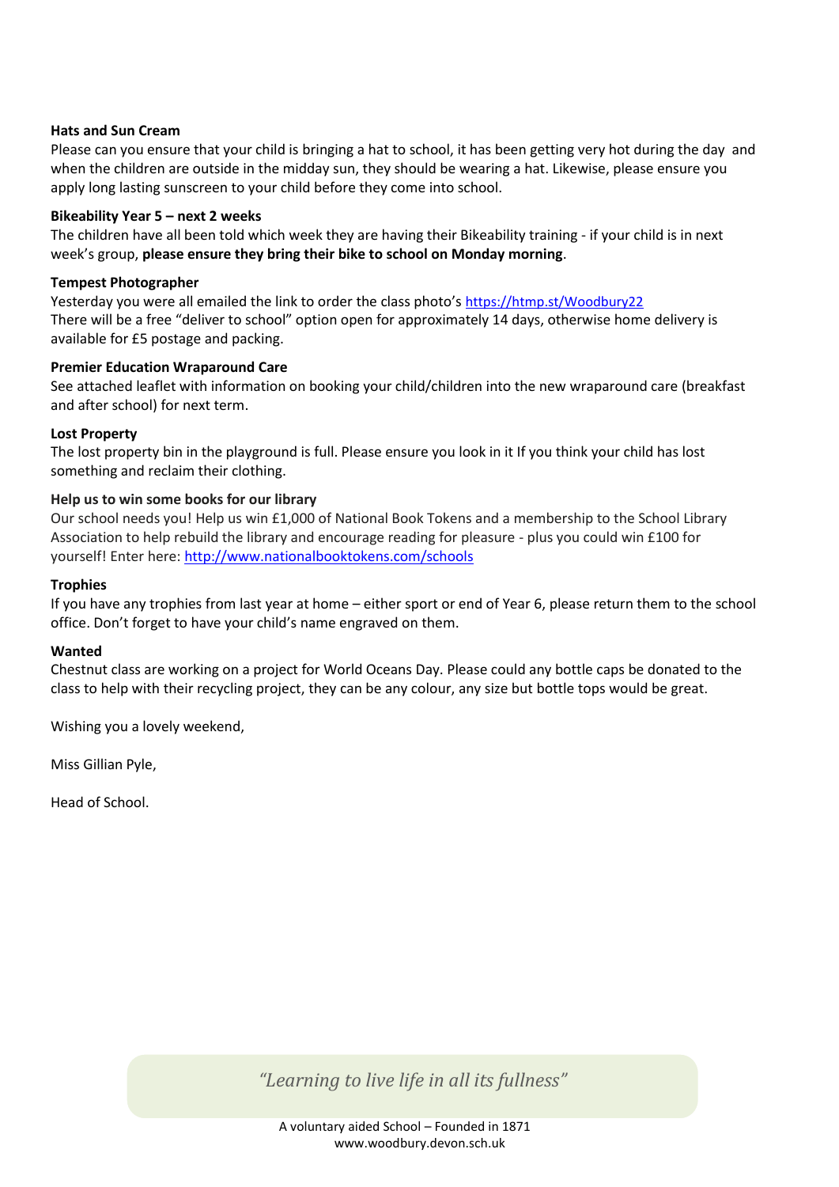**Hats and Sun Cream**

Please can you ensure that your child is bringing a hat to school, it has been getting very hot during the day and when the children are outside in the midday sun, they should be wearing a hat. Likewise, please ensure you apply long lasting sunscreen to your child before they come into school.

**Bikeability Year 5 – next 2 weeks**

The children have all been told which week they are having their Bikeability training - if your child is in next week's group, **please ensure they bring their bike to school on Monday morning**.

**Tempest Photographer**

Yesterday you were all emailed the link to order the class photo's https://htmp.st/Woodbury22
There will be a free "deliver to school" option open for approximately 14 days, otherwise home delivery is available for £5 postage and packing.

**Premier Education Wraparound Care**

See attached leaflet with information on booking your child/children into the new wraparound care (breakfast and after school) for next term.

**Lost Property**

The lost property bin in the playground is full. Please ensure you look in it If you think your child has lost something and reclaim their clothing.

**Help us to win some books for our library**

Our school needs you! Help us win £1,000 of National Book Tokens and a membership to the School Library Association to help rebuild the library and encourage reading for pleasure - plus you could win £100 for yourself! Enter here: http://www.nationalbooktokens.com/schools

**Trophies**

If you have any trophies from last year at home – either sport or end of Year 6, please return them to the school office. Don't forget to have your child's name engraved on them.

**Wanted**

Chestnut class are working on a project for World Oceans Day. Please could any bottle caps be donated to the class to help with their recycling project, they can be any colour, any size but bottle tops would be great.

Wishing you a lovely weekend,

Miss Gillian Pyle,

Head of School.

*"Learning to live life in all its fullness"*

A voluntary aided School – Founded in 1871
www.woodbury.devon.sch.uk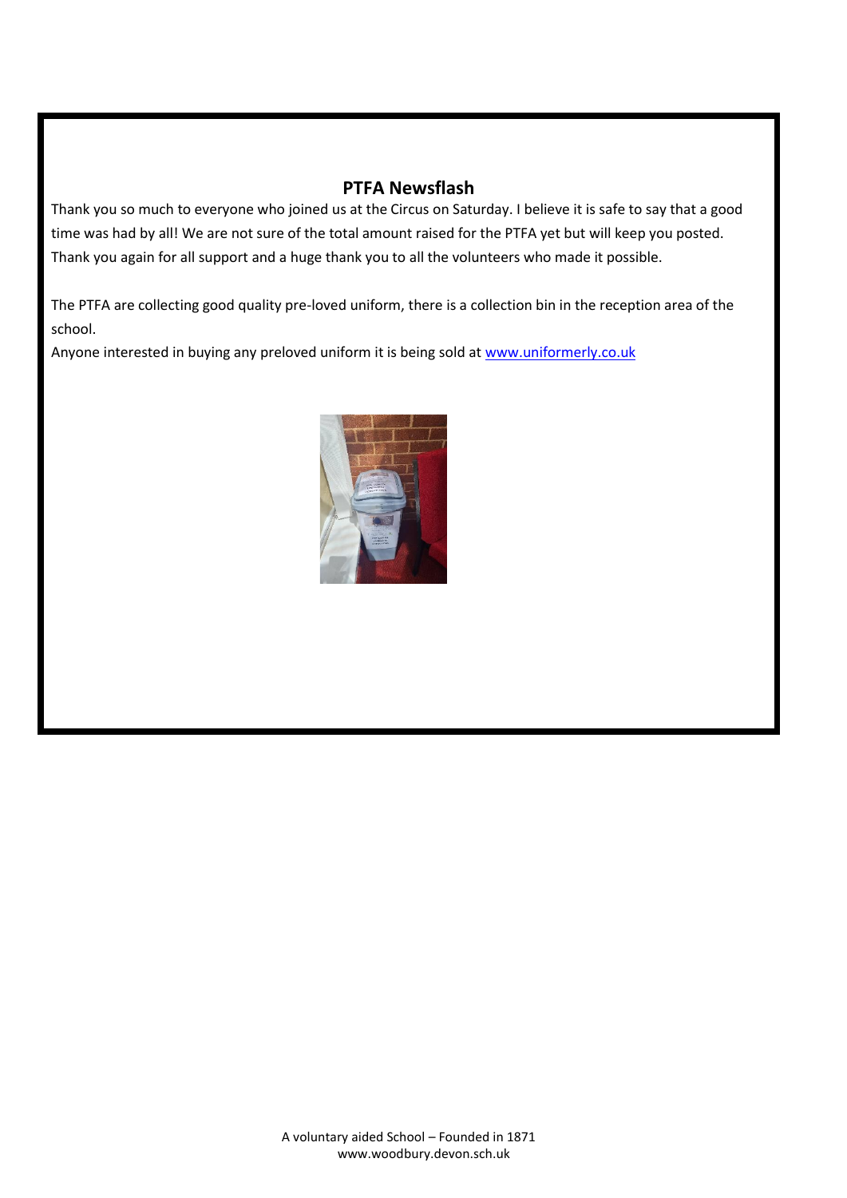## PTFA Newsflash

Thank you so much to everyone who joined us at the Circus on Saturday. I believe it is safe to say that a good time was had by all! We are not sure of the total amount raised for the PTFA yet but will keep you posted. Thank you again for all support and a huge thank you to all the volunteers who made it possible.

The PTFA are collecting good quality pre-loved uniform, there is a collection bin in the reception area of the school.

Anyone interested in buying any preloved uniform it is being sold at [www.uniformerly.co.uk](http://www.uniformerly.co.uk)